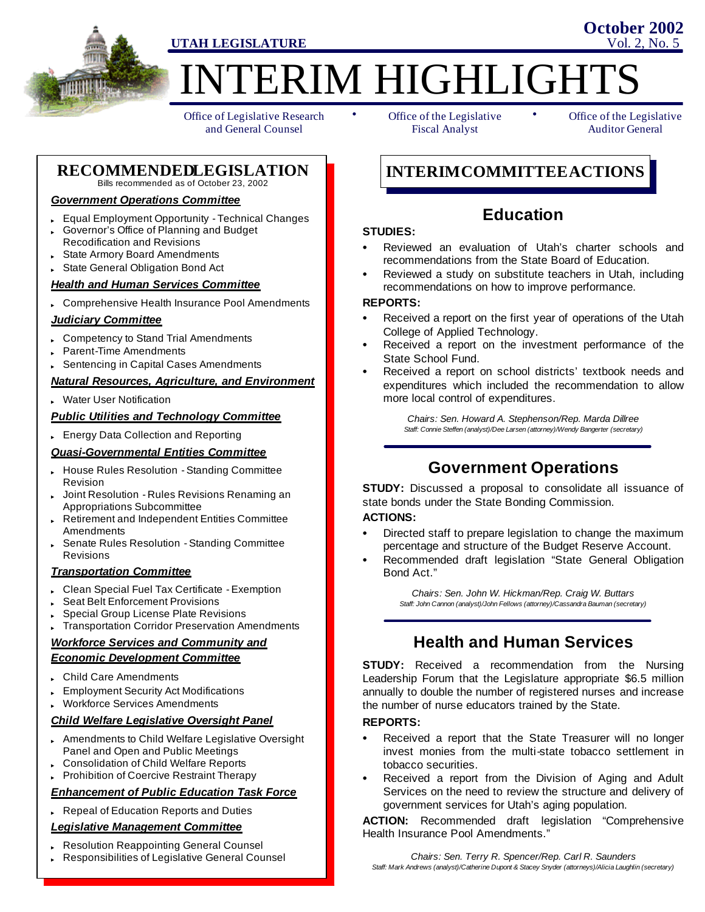**UTAH LEGISLATURE**

**October 2002**
Vol. 2, No. 5

# INTERIM HIGHLIGHTS

Office of Legislative Research and General Counsel • Office of the Legislative Fiscal Analyst • Office of the Legislative Auditor General

## RECOMMENDED LEGISLATION

Bills recommended as of October 23, 2002

***Government Operations Committee***

- Equal Employment Opportunity - Technical Changes
- Governor's Office of Planning and Budget Recodification and Revisions
- State Armory Board Amendments
- State General Obligation Bond Act

***Health and Human Services Committee***

- Comprehensive Health Insurance Pool Amendments

***Judiciary Committee***

- Competency to Stand Trial Amendments
- Parent-Time Amendments
- Sentencing in Capital Cases Amendments

***Natural Resources, Agriculture, and Environment***

- Water User Notification

***Public Utilities and Technology Committee***

- Energy Data Collection and Reporting

***Quasi-Governmental Entities Committee***

- House Rules Resolution - Standing Committee Revision
- Joint Resolution - Rules Revisions Renaming an Appropriations Subcommittee
- Retirement and Independent Entities Committee Amendments
- Senate Rules Resolution - Standing Committee Revisions

***Transportation Committee***

- Clean Special Fuel Tax Certificate - Exemption
- Seat Belt Enforcement Provisions
- Special Group License Plate Revisions
- Transportation Corridor Preservation Amendments

***Workforce Services and Community and Economic Development Committee***

- Child Care Amendments
- Employment Security Act Modifications
- Workforce Services Amendments

***Child Welfare Legislative Oversight Panel***

- Amendments to Child Welfare Legislative Oversight Panel and Open and Public Meetings
- Consolidation of Child Welfare Reports
- Prohibition of Coercive Restraint Therapy

***Enhancement of Public Education Task Force***

- Repeal of Education Reports and Duties

***Legislative Management Committee***

- Resolution Reappointing General Counsel
- Responsibilities of Legislative General Counsel

## INTERIM COMMITTEE ACTIONS

### Education

**STUDIES:**

- Reviewed an evaluation of Utah's charter schools and recommendations from the State Board of Education.
- Reviewed a study on substitute teachers in Utah, including recommendations on how to improve performance.

**REPORTS:**

- Received a report on the first year of operations of the Utah College of Applied Technology.
- Received a report on the investment performance of the State School Fund.
- Received a report on school districts' textbook needs and expenditures which included the recommendation to allow more local control of expenditures.

*Chairs: Sen. Howard A. Stephenson/Rep. Marda Dillree*
*Staff: Connie Steffen (analyst)/Dee Larsen (attorney)/Wendy Bangerter (secretary)*

### Government Operations

**STUDY:** Discussed a proposal to consolidate all issuance of state bonds under the State Bonding Commission.

**ACTIONS:**

- Directed staff to prepare legislation to change the maximum percentage and structure of the Budget Reserve Account.
- Recommended draft legislation "State General Obligation Bond Act."

*Chairs: Sen. John W. Hickman/Rep. Craig W. Buttars*
*Staff: John Cannon (analyst)/John Fellows (attorney)/Cassandra Bauman (secretary)*

### Health and Human Services

**STUDY:** Received a recommendation from the Nursing Leadership Forum that the Legislature appropriate $6.5 million annually to double the number of registered nurses and increase the number of nurse educators trained by the State.

**REPORTS:**

- Received a report that the State Treasurer will no longer invest monies from the multi-state tobacco settlement in tobacco securities.
- Received a report from the Division of Aging and Adult Services on the need to review the structure and delivery of government services for Utah's aging population.

**ACTION:** Recommended draft legislation "Comprehensive Health Insurance Pool Amendments."

*Chairs: Sen. Terry R. Spencer/Rep. Carl R. Saunders*
*Staff: Mark Andrews (analyst)/Catherine Dupont & Stacey Snyder (attorneys)/Alicia Laughlin (secretary)*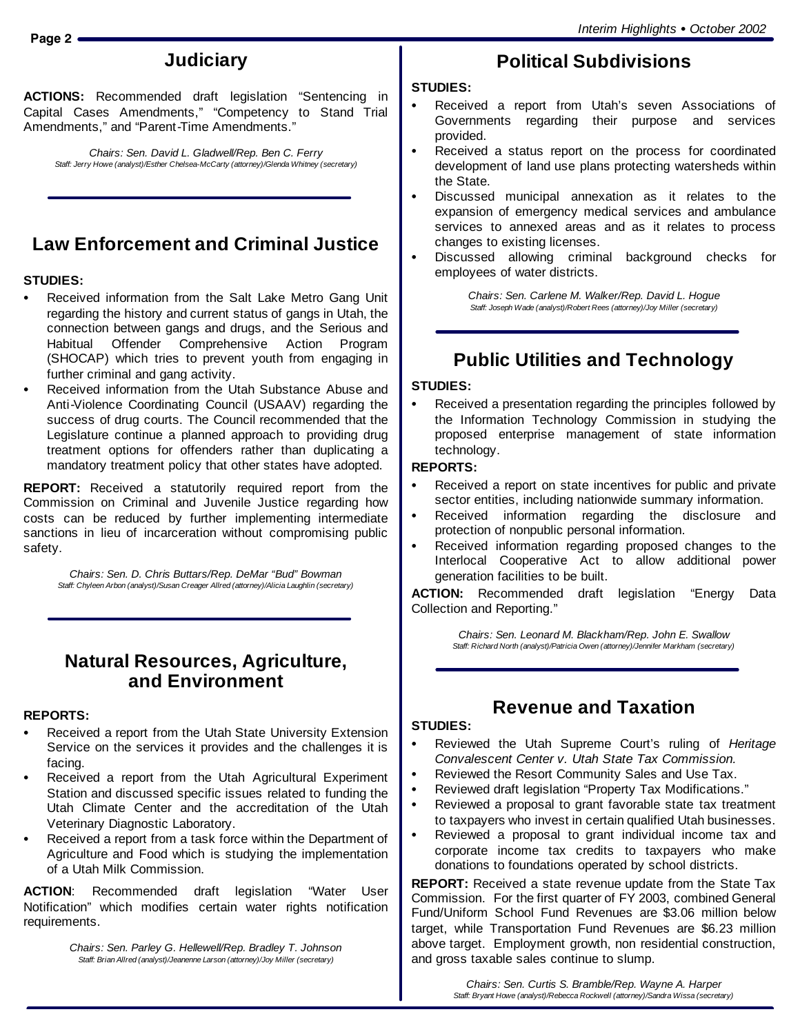## Judiciary

**ACTIONS:** Recommended draft legislation "Sentencing in Capital Cases Amendments," "Competency to Stand Trial Amendments," and "Parent-Time Amendments."

*Chairs: Sen. David L. Gladwell/Rep. Ben C. Ferry*
*Staff: Jerry Howe (analyst)/Esther Chelsea-McCarty (attorney)/Glenda Whitney (secretary)*

## Law Enforcement and Criminal Justice

**STUDIES:**

- Received information from the Salt Lake Metro Gang Unit regarding the history and current status of gangs in Utah, the connection between gangs and drugs, and the Serious and Habitual Offender Comprehensive Action Program (SHOCAP) which tries to prevent youth from engaging in further criminal and gang activity.
- Received information from the Utah Substance Abuse and Anti-Violence Coordinating Council (USAAV) regarding the success of drug courts. The Council recommended that the Legislature continue a planned approach to providing drug treatment options for offenders rather than duplicating a mandatory treatment policy that other states have adopted.

**REPORT:** Received a statutorily required report from the Commission on Criminal and Juvenile Justice regarding how costs can be reduced by further implementing intermediate sanctions in lieu of incarceration without compromising public safety.

*Chairs: Sen. D. Chris Buttars/Rep. DeMar "Bud" Bowman*
*Staff: Chyleen Arbon (analyst)/Susan Creager Allred (attorney)/Alicia Laughlin (secretary)*

## Natural Resources, Agriculture, and Environment

**REPORTS:**

- Received a report from the Utah State University Extension Service on the services it provides and the challenges it is facing.
- Received a report from the Utah Agricultural Experiment Station and discussed specific issues related to funding the Utah Climate Center and the accreditation of the Utah Veterinary Diagnostic Laboratory.
- Received a report from a task force within the Department of Agriculture and Food which is studying the implementation of a Utah Milk Commission.

**ACTION**: Recommended draft legislation "Water User Notification" which modifies certain water rights notification requirements.

*Chairs: Sen. Parley G. Hellewell/Rep. Bradley T. Johnson*
*Staff: Brian Allred (analyst)/Jeanenne Larson (attorney)/Joy Miller (secretary)*

## Political Subdivisions

**STUDIES:**

- Received a report from Utah's seven Associations of Governments regarding their purpose and services provided.
- Received a status report on the process for coordinated development of land use plans protecting watersheds within the State.
- Discussed municipal annexation as it relates to the expansion of emergency medical services and ambulance services to annexed areas and as it relates to process changes to existing licenses.
- Discussed allowing criminal background checks for employees of water districts.

*Chairs: Sen. Carlene M. Walker/Rep. David L. Hogue*
*Staff: Joseph Wade (analyst)/Robert Rees (attorney)/Joy Miller (secretary)*

## Public Utilities and Technology

**STUDIES:**

- Received a presentation regarding the principles followed by the Information Technology Commission in studying the proposed enterprise management of state information technology.

**REPORTS:**

- Received a report on state incentives for public and private sector entities, including nationwide summary information.
- Received information regarding the disclosure and protection of nonpublic personal information.
- Received information regarding proposed changes to the Interlocal Cooperative Act to allow additional power generation facilities to be built.

**ACTION:** Recommended draft legislation "Energy Data Collection and Reporting."

*Chairs: Sen. Leonard M. Blackham/Rep. John E. Swallow*
*Staff: Richard North (analyst)/Patricia Owen (attorney)/Jennifer Markham (secretary)*

## Revenue and Taxation

**STUDIES:**

- Reviewed the Utah Supreme Court's ruling of *Heritage Convalescent Center v. Utah State Tax Commission.*
- Reviewed the Resort Community Sales and Use Tax.
- Reviewed draft legislation "Property Tax Modifications."
- Reviewed a proposal to grant favorable state tax treatment to taxpayers who invest in certain qualified Utah businesses.
- Reviewed a proposal to grant individual income tax and corporate income tax credits to taxpayers who make donations to foundations operated by school districts.

**REPORT:** Received a state revenue update from the State Tax Commission. For the first quarter of FY 2003, combined General Fund/Uniform School Fund Revenues are $3.06 million below target, while Transportation Fund Revenues are $6.23 million above target. Employment growth, non residential construction, and gross taxable sales continue to slump.

*Chairs: Sen. Curtis S. Bramble/Rep. Wayne A. Harper*
*Staff: Bryant Howe (analyst)/Rebecca Rockwell (attorney)/Sandra Wissa (secretary)*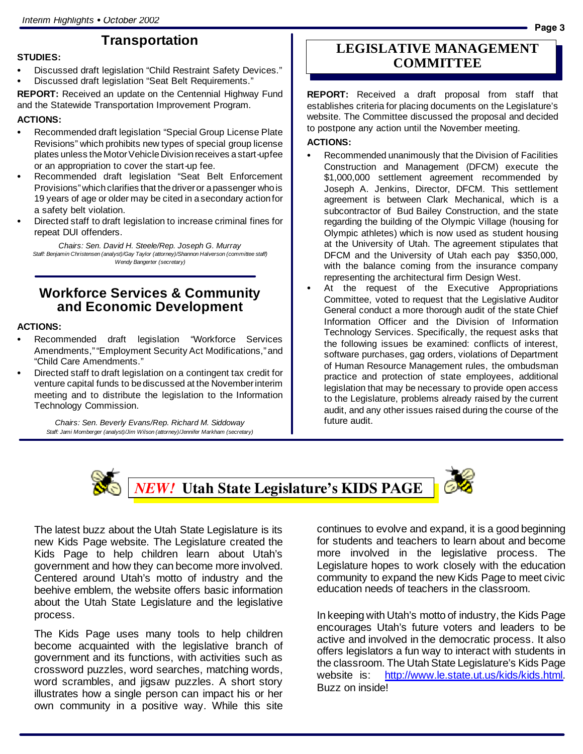## Transportation

**STUDIES:**

- Discussed draft legislation "Child Restraint Safety Devices."
- Discussed draft legislation "Seat Belt Requirements."

**REPORT:** Received an update on the Centennial Highway Fund and the Statewide Transportation Improvement Program.

**ACTIONS:**

- Recommended draft legislation "Special Group License Plate Revisions" which prohibits new types of special group license plates unless the Motor Vehicle Division receives a start-upfee or an appropriation to cover the start-up fee.
- Recommended draft legislation "Seat Belt Enforcement Provisions" which clarifies that the driver or a passenger who is 19 years of age or older may be cited in a secondary action for a safety belt violation.
- Directed staff to draft legislation to increase criminal fines for repeat DUI offenders.

*Chairs: Sen. David H. Steele/Rep. Joseph G. Murray*
*Staff: Benjamin Christensen (analyst)/Gay Taylor (attorney)/Shannon Halverson (committee staff) Wendy Bangerter (secretary)*

## Workforce Services & Community and Economic Development

**ACTIONS:**

- Recommended draft legislation "Workforce Services Amendments," "Employment Security Act Modifications," and "Child Care Amendments."
- Directed staff to draft legislation on a contingent tax credit for venture capital funds to be discussed at the November interim meeting and to distribute the legislation to the Information Technology Commission.

*Chairs: Sen. Beverly Evans/Rep. Richard M. Siddoway*
*Staff: Jami Momberger (analyst)/Jim Wilson (attorney)/Jennifer Markham (secretary)*

## LEGISLATIVE MANAGEMENT COMMITTEE

**REPORT:** Received a draft proposal from staff that establishes criteria for placing documents on the Legislature's website. The Committee discussed the proposal and decided to postpone any action until the November meeting.

**ACTIONS:**

- Recommended unanimously that the Division of Facilities Construction and Management (DFCM) execute the $1,000,000 settlement agreement recommended by Joseph A. Jenkins, Director, DFCM. This settlement agreement is between Clark Mechanical, which is a subcontractor of Bud Bailey Construction, and the state regarding the building of the Olympic Village (housing for Olympic athletes) which is now used as student housing at the University of Utah. The agreement stipulates that DFCM and the University of Utah each pay $350,000, with the balance coming from the insurance company representing the architectural firm Design West.
- At the request of the Executive Appropriations Committee, voted to request that the Legislative Auditor General conduct a more thorough audit of the state Chief Information Officer and the Division of Information Technology Services. Specifically, the request asks that the following issues be examined: conflicts of interest, software purchases, gag orders, violations of Department of Human Resource Management rules, the ombudsman practice and protection of state employees, additional legislation that may be necessary to provide open access to the Legislature, problems already raised by the current audit, and any other issues raised during the course of the future audit.

## *NEW!* Utah State Legislature's KIDS PAGE

The latest buzz about the Utah State Legislature is its new Kids Page website. The Legislature created the Kids Page to help children learn about Utah's government and how they can become more involved. Centered around Utah's motto of industry and the beehive emblem, the website offers basic information about the Utah State Legislature and the legislative process.

The Kids Page uses many tools to help children become acquainted with the legislative branch of government and its functions, with activities such as crossword puzzles, word searches, matching words, word scrambles, and jigsaw puzzles. A short story illustrates how a single person can impact his or her own community in a positive way. While this site continues to evolve and expand, it is a good beginning for students and teachers to learn about and become more involved in the legislative process. The Legislature hopes to work closely with the education community to expand the new Kids Page to meet civic education needs of teachers in the classroom.

In keeping with Utah's motto of industry, the Kids Page encourages Utah's future voters and leaders to be active and involved in the democratic process. It also offers legislators a fun way to interact with students in the classroom. The Utah State Legislature's Kids Page website is: http://www.le.state.ut.us/kids/kids.html. Buzz on inside!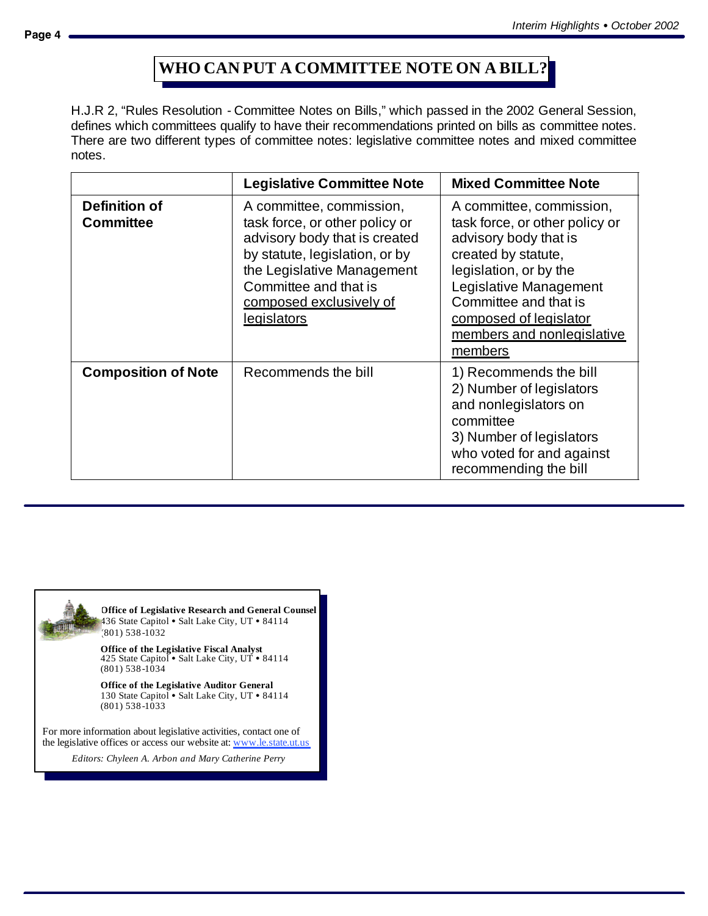# WHO CAN PUT A COMMITTEE NOTE ON A BILL?

H.J.R 2, "Rules Resolution - Committee Notes on Bills," which passed in the 2002 General Session, defines which committees qualify to have their recommendations printed on bills as committee notes. There are two different types of committee notes: legislative committee notes and mixed committee notes.

| | **Legislative Committee Note** | **Mixed Committee Note** |
|---|---|---|
| **Definition of Committee** | A committee, commission, task force, or other policy or advisory body that is created by statute, legislation, or by the Legislative Management Committee and that is <u>composed exclusively of legislators</u> | A committee, commission, task force, or other policy or advisory body that is created by statute, legislation, or by the Legislative Management Committee and that is <u>composed of legislator members and nonlegislative members</u> |
| **Composition of Note** | Recommends the bill | 1) Recommends the bill<br>2) Number of legislators and nonlegislators on committee<br>3) Number of legislators who voted for and against recommending the bill |

**Office of Legislative Research and General Counsel**
436 State Capitol • Salt Lake City, UT • 84114
(801) 538-1032

**Office of the Legislative Fiscal Analyst**
425 State Capitol • Salt Lake City, UT • 84114
(801) 538-1034

**Office of the Legislative Auditor General**
130 State Capitol • Salt Lake City, UT • 84114
(801) 538-1033

For more information about legislative activities, contact one of the legislative offices or access our website at: www.le.state.ut.us

*Editors: Chyleen A. Arbon and Mary Catherine Perry*